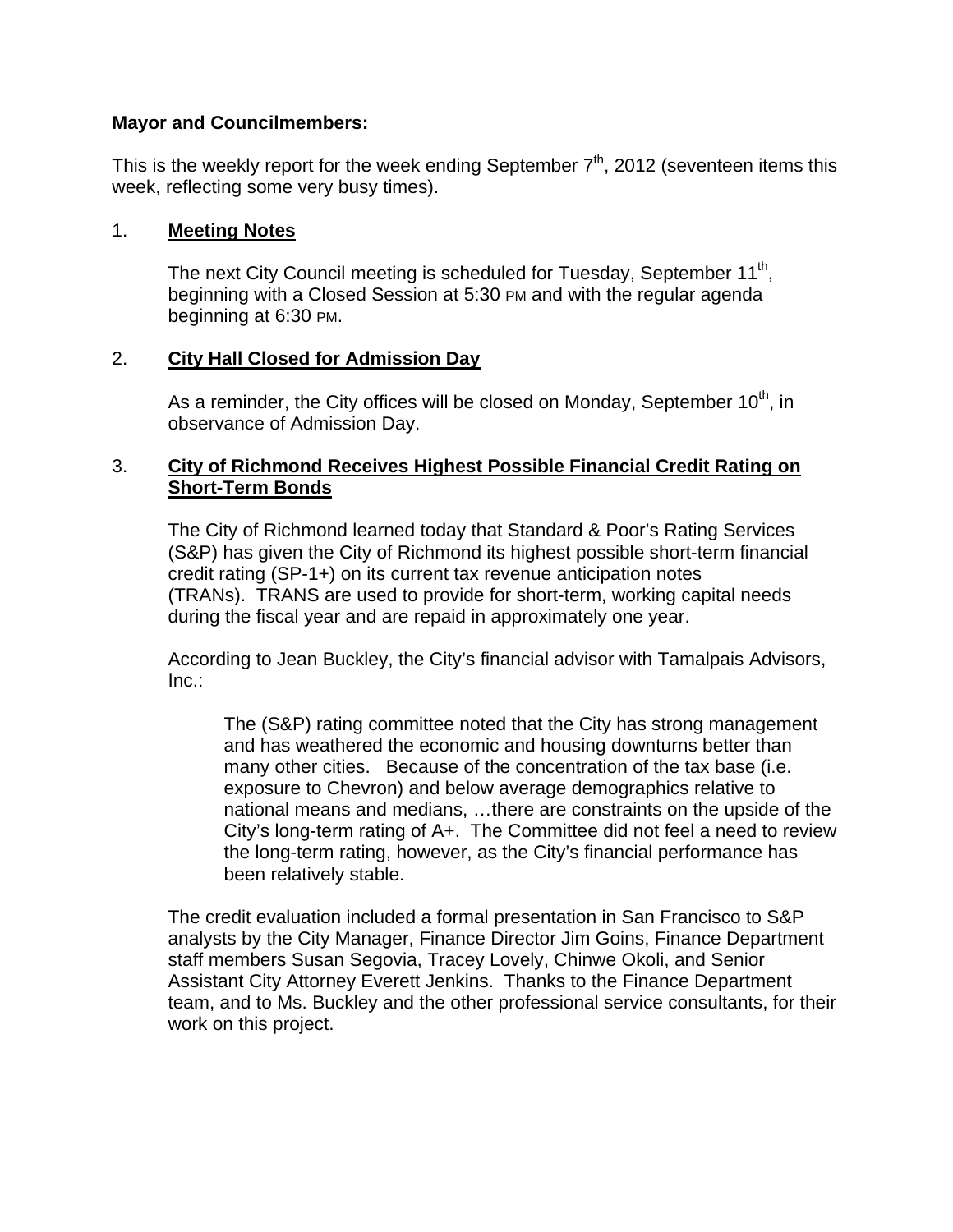**Mayor and Councilmembers:**

This is the weekly report for the week ending September 7th, 2012 (seventeen items this week, reflecting some very busy times).

1. **Meeting Notes**

   The next City Council meeting is scheduled for Tuesday, September 11th, beginning with a Closed Session at 5:30 PM and with the regular agenda beginning at 6:30 PM.

2. **City Hall Closed for Admission Day**

   As a reminder, the City offices will be closed on Monday, September 10th, in observance of Admission Day.

3. **City of Richmond Receives Highest Possible Financial Credit Rating on Short-Term Bonds**

   The City of Richmond learned today that Standard & Poor's Rating Services (S&P) has given the City of Richmond its highest possible short-term financial credit rating (SP-1+) on its current tax revenue anticipation notes (TRANs). TRANS are used to provide for short-term, working capital needs during the fiscal year and are repaid in approximately one year.

   According to Jean Buckley, the City's financial advisor with Tamalpais Advisors, Inc.:

   > The (S&P) rating committee noted that the City has strong management and has weathered the economic and housing downturns better than many other cities. Because of the concentration of the tax base (i.e. exposure to Chevron) and below average demographics relative to national means and medians, …there are constraints on the upside of the City's long-term rating of A+. The Committee did not feel a need to review the long-term rating, however, as the City's financial performance has been relatively stable.

   The credit evaluation included a formal presentation in San Francisco to S&P analysts by the City Manager, Finance Director Jim Goins, Finance Department staff members Susan Segovia, Tracey Lovely, Chinwe Okoli, and Senior Assistant City Attorney Everett Jenkins. Thanks to the Finance Department team, and to Ms. Buckley and the other professional service consultants, for their work on this project.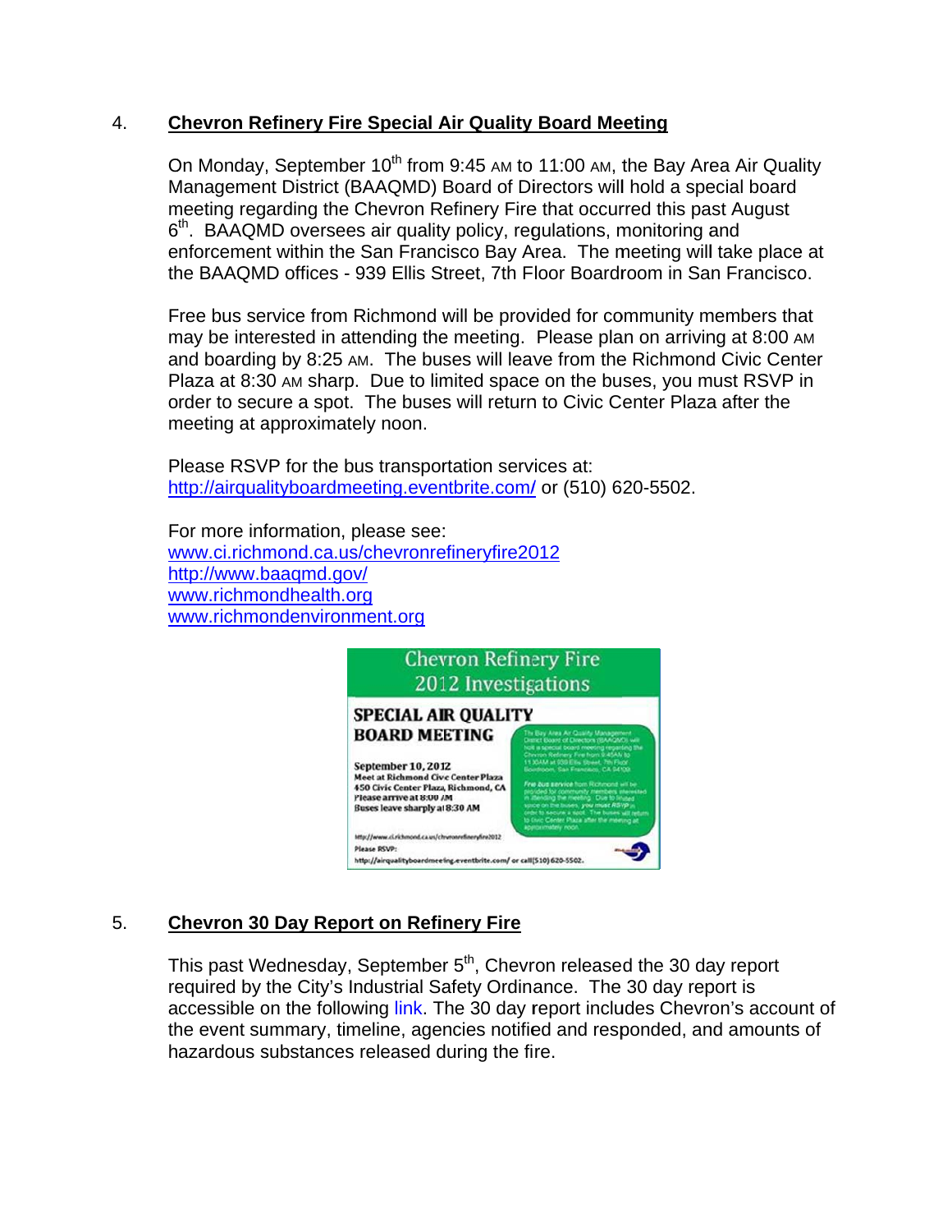4. **Chevron Refinery Fire Special Air Quality Board Meeting**

On Monday, September 10th from 9:45 AM to 11:00 AM, the Bay Area Air Quality Management District (BAAQMD) Board of Directors will hold a special board meeting regarding the Chevron Refinery Fire that occurred this past August 6th. BAAQMD oversees air quality policy, regulations, monitoring and enforcement within the San Francisco Bay Area. The meeting will take place at the BAAQMD offices - 939 Ellis Street, 7th Floor Boardroom in San Francisco.

Free bus service from Richmond will be provided for community members that may be interested in attending the meeting. Please plan on arriving at 8:00 AM and boarding by 8:25 AM. The buses will leave from the Richmond Civic Center Plaza at 8:30 AM sharp. Due to limited space on the buses, you must RSVP in order to secure a spot. The buses will return to Civic Center Plaza after the meeting at approximately noon.

Please RSVP for the bus transportation services at: http://airqualityboardmeeting.eventbrite.com/ or (510) 620-5502.

For more information, please see:
www.ci.richmond.ca.us/chevronrefineryfire2012
http://www.baaqmd.gov/
www.richmondhealth.org
www.richmondenvironment.org

Chevron Refinery Fire
2012 Investigations

SPECIAL AIR QUALITY BOARD MEETING

September 10, 2012
Meet at Richmond Civic Center Plaza
450 Civic Center Plaza, Richmond, CA
Please arrive at 8:00 AM
Buses leave sharply at 8:30 AM

http://www.ci.richmond.ca.us/chevronrefineryfire2012
Please RSVP:
http://airqualityboardmeeting.eventbrite.com/ or call (510) 620-5502.

5. **Chevron 30 Day Report on Refinery Fire**

This past Wednesday, September 5th, Chevron released the 30 day report required by the City's Industrial Safety Ordinance. The 30 day report is accessible on the following link. The 30 day report includes Chevron's account of the event summary, timeline, agencies notified and responded, and amounts of hazardous substances released during the fire.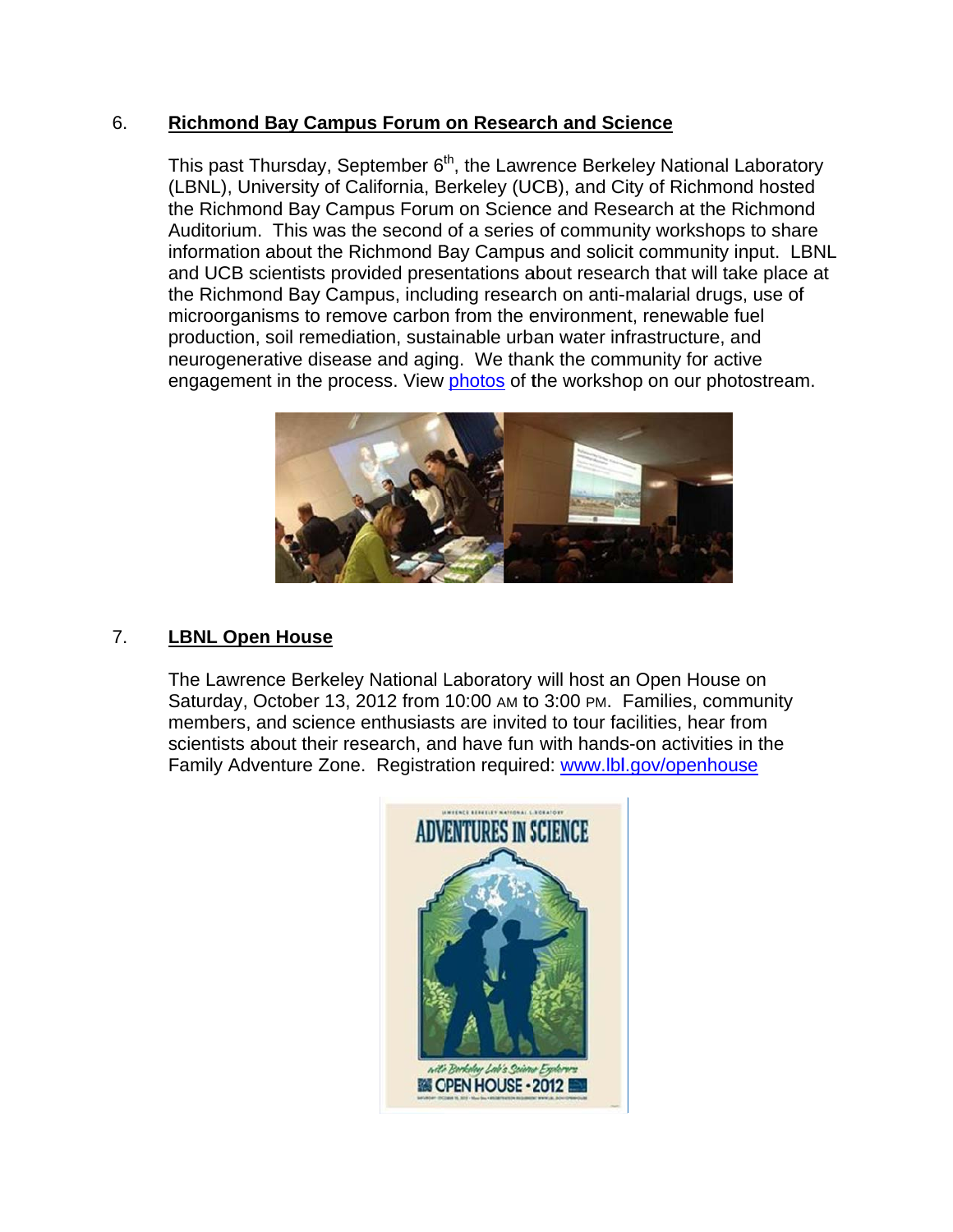6. **Richmond Bay Campus Forum on Research and Science**

This past Thursday, September 6th, the Lawrence Berkeley National Laboratory (LBNL), University of California, Berkeley (UCB), and City of Richmond hosted the Richmond Bay Campus Forum on Science and Research at the Richmond Auditorium. This was the second of a series of community workshops to share information about the Richmond Bay Campus and solicit community input. LBNL and UCB scientists provided presentations about research that will take place at the Richmond Bay Campus, including research on anti-malarial drugs, use of microorganisms to remove carbon from the environment, renewable fuel production, soil remediation, sustainable urban water infrastructure, and neurogenerative disease and aging. We thank the community for active engagement in the process. View photos of the workshop on our photostream.

7. **LBNL Open House**

The Lawrence Berkeley National Laboratory will host an Open House on Saturday, October 13, 2012 from 10:00 AM to 3:00 PM. Families, community members, and science enthusiasts are invited to tour facilities, hear from scientists about their research, and have fun with hands-on activities in the Family Adventure Zone. Registration required: www.lbl.gov/openhouse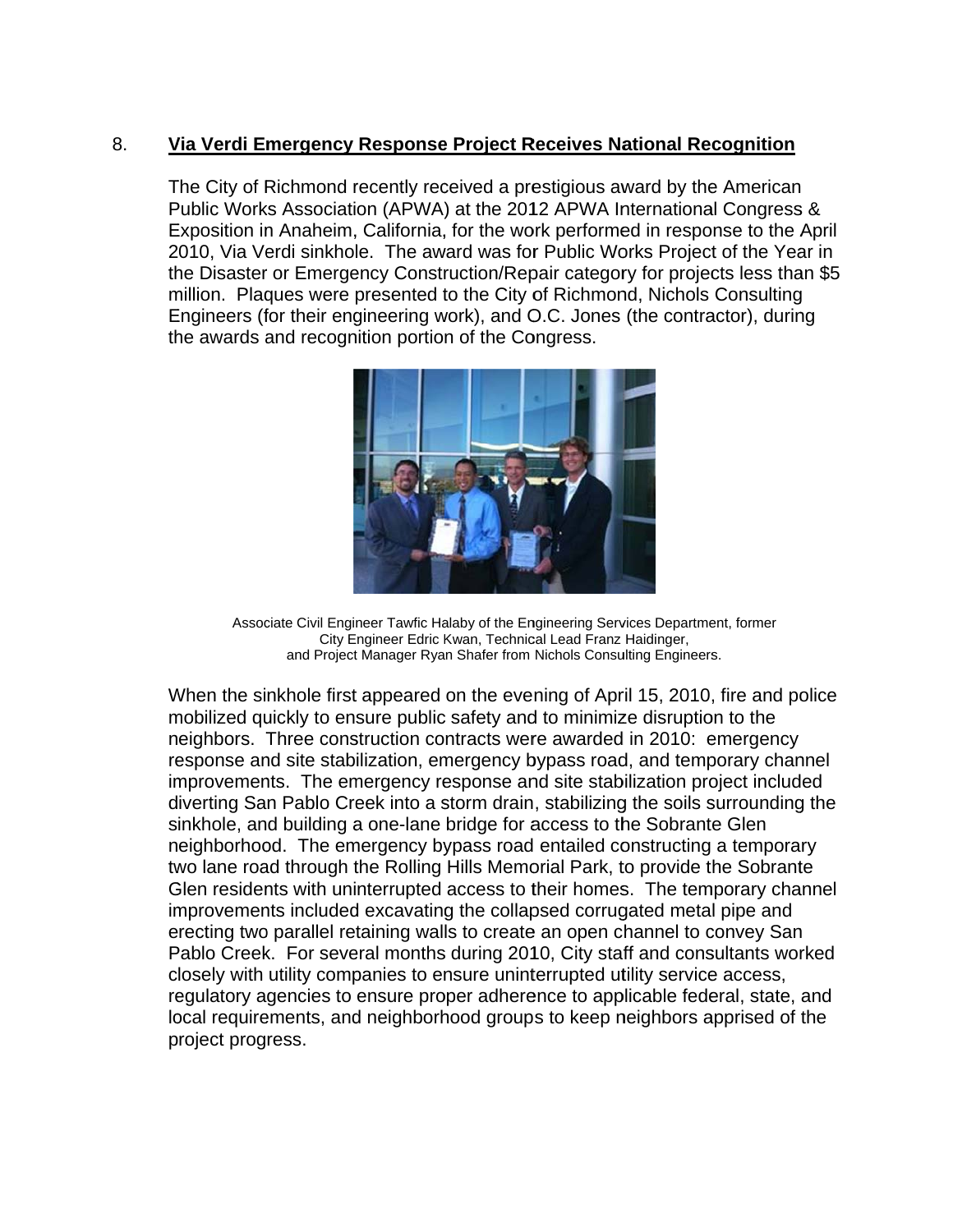## 8. Via Verdi Emergency Response Project Receives National Recognition

The City of Richmond recently received a prestigious award by the American Public Works Association (APWA) at the 2012 APWA International Congress & Exposition in Anaheim, California, for the work performed in response to the April 2010, Via Verdi sinkhole. The award was for Public Works Project of the Year in the Disaster or Emergency Construction/Repair category for projects less than $5 million. Plaques were presented to the City of Richmond, Nichols Consulting Engineers (for their engineering work), and O.C. Jones (the contractor), during the awards and recognition portion of the Congress.

Associate Civil Engineer Tawfic Halaby of the Engineering Services Department, former City Engineer Edric Kwan, Technical Lead Franz Haidinger, and Project Manager Ryan Shafer from Nichols Consulting Engineers.

When the sinkhole first appeared on the evening of April 15, 2010, fire and police mobilized quickly to ensure public safety and to minimize disruption to the neighbors. Three construction contracts were awarded in 2010: emergency response and site stabilization, emergency bypass road, and temporary channel improvements. The emergency response and site stabilization project included diverting San Pablo Creek into a storm drain, stabilizing the soils surrounding the sinkhole, and building a one-lane bridge for access to the Sobrante Glen neighborhood. The emergency bypass road entailed constructing a temporary two lane road through the Rolling Hills Memorial Park, to provide the Sobrante Glen residents with uninterrupted access to their homes. The temporary channel improvements included excavating the collapsed corrugated metal pipe and erecting two parallel retaining walls to create an open channel to convey San Pablo Creek. For several months during 2010, City staff and consultants worked closely with utility companies to ensure uninterrupted utility service access, regulatory agencies to ensure proper adherence to applicable federal, state, and local requirements, and neighborhood groups to keep neighbors apprised of the project progress.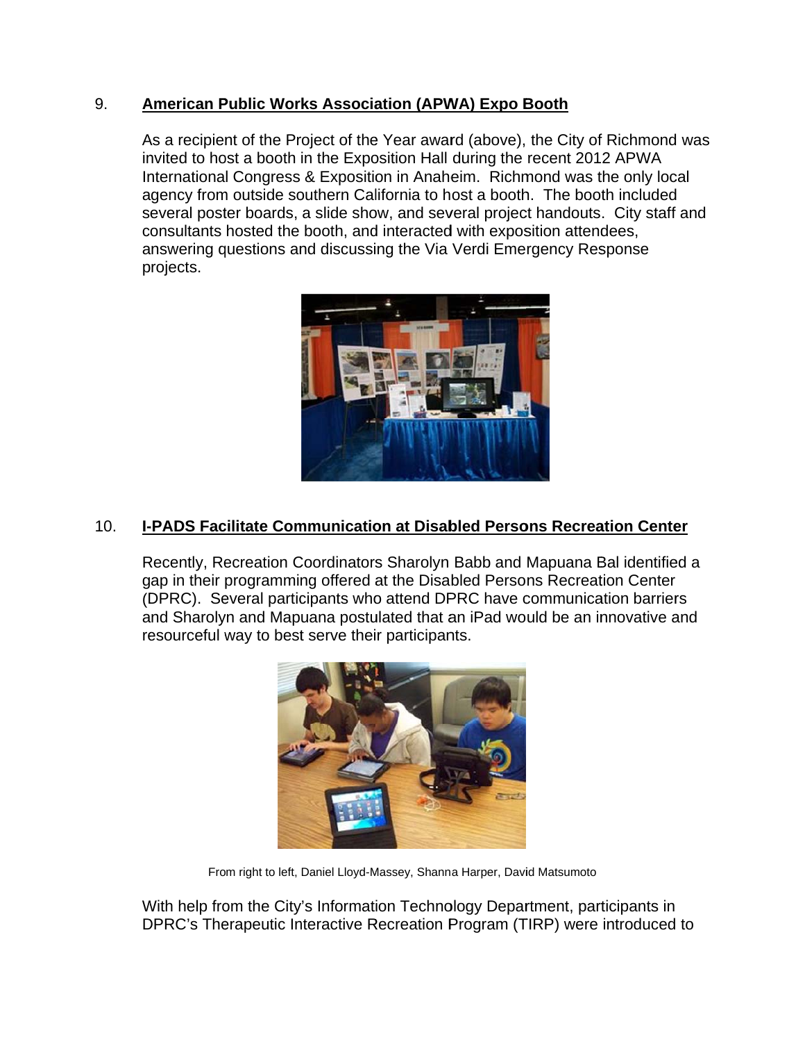9. **American Public Works Association (APWA) Expo Booth**

As a recipient of the Project of the Year award (above), the City of Richmond was invited to host a booth in the Exposition Hall during the recent 2012 APWA International Congress & Exposition in Anaheim. Richmond was the only local agency from outside southern California to host a booth. The booth included several poster boards, a slide show, and several project handouts. City staff and consultants hosted the booth, and interacted with exposition attendees, answering questions and discussing the Via Verdi Emergency Response projects.

10. **I-PADS Facilitate Communication at Disabled Persons Recreation Center**

Recently, Recreation Coordinators Sharolyn Babb and Mapuana Bal identified a gap in their programming offered at the Disabled Persons Recreation Center (DPRC). Several participants who attend DPRC have communication barriers and Sharolyn and Mapuana postulated that an iPad would be an innovative and resourceful way to best serve their participants.

From right to left, Daniel Lloyd-Massey, Shanna Harper, David Matsumoto

With help from the City's Information Technology Department, participants in DPRC's Therapeutic Interactive Recreation Program (TIRP) were introduced to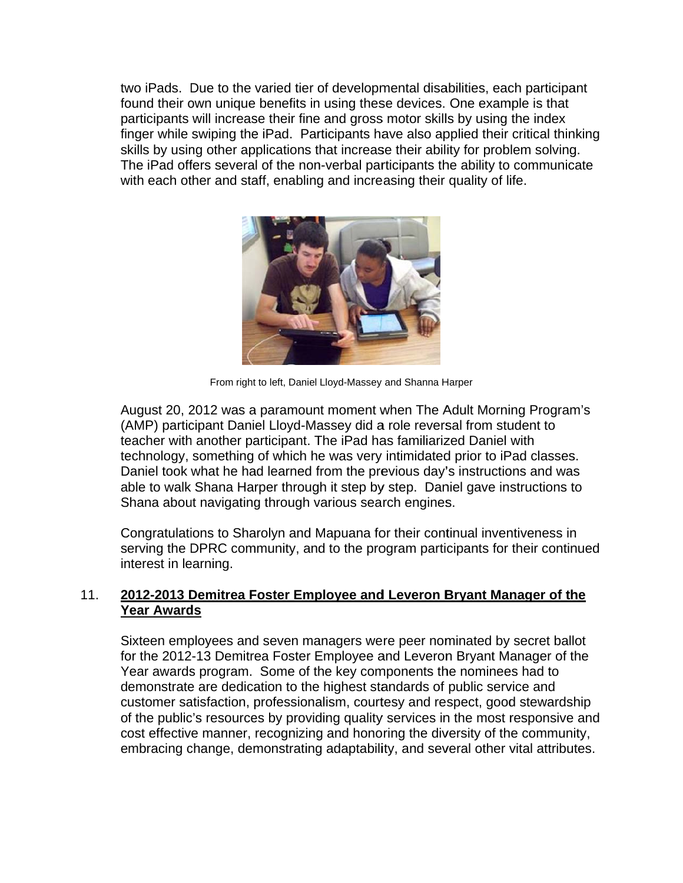two iPads. Due to the varied tier of developmental disabilities, each participant found their own unique benefits in using these devices. One example is that participants will increase their fine and gross motor skills by using the index finger while swiping the iPad. Participants have also applied their critical thinking skills by using other applications that increase their ability for problem solving. The iPad offers several of the non-verbal participants the ability to communicate with each other and staff, enabling and increasing their quality of life.

From right to left, Daniel Lloyd-Massey and Shanna Harper

August 20, 2012 was a paramount moment when The Adult Morning Program's (AMP) participant Daniel Lloyd-Massey did a role reversal from student to teacher with another participant. The iPad has familiarized Daniel with technology, something of which he was very intimidated prior to iPad classes. Daniel took what he had learned from the previous day's instructions and was able to walk Shana Harper through it step by step. Daniel gave instructions to Shana about navigating through various search engines.

Congratulations to Sharolyn and Mapuana for their continual inventiveness in serving the DPRC community, and to the program participants for their continued interest in learning.

## 11. **<u>2012-2013 Demitrea Foster Employee and Leveron Bryant Manager of the Year Awards</u>**

Sixteen employees and seven managers were peer nominated by secret ballot for the 2012-13 Demitrea Foster Employee and Leveron Bryant Manager of the Year awards program. Some of the key components the nominees had to demonstrate are dedication to the highest standards of public service and customer satisfaction, professionalism, courtesy and respect, good stewardship of the public's resources by providing quality services in the most responsive and cost effective manner, recognizing and honoring the diversity of the community, embracing change, demonstrating adaptability, and several other vital attributes.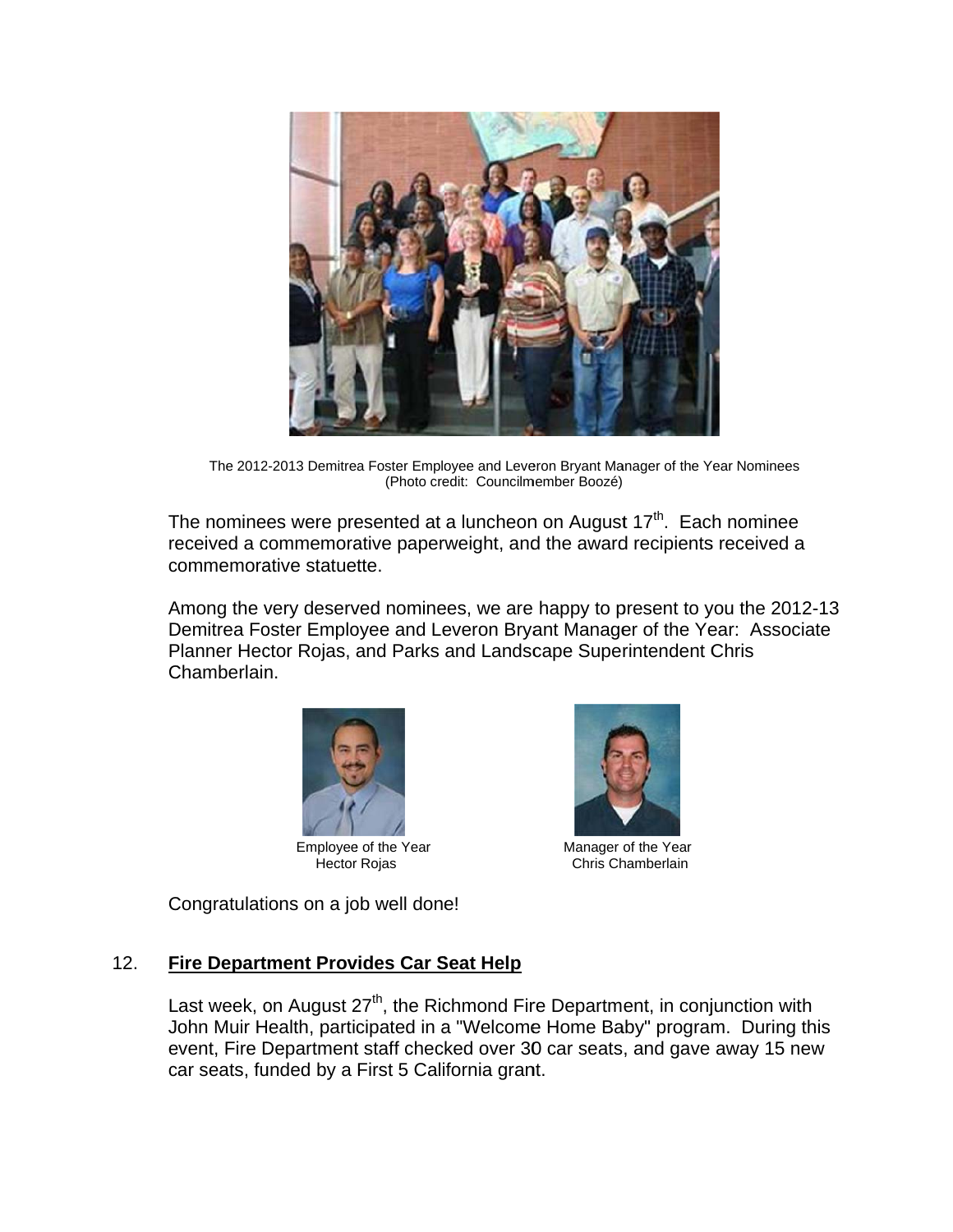The 2012-2013 Demitrea Foster Employee and Leveron Bryant Manager of the Year Nominees
(Photo credit: Councilmember Boozé)

The nominees were presented at a luncheon on August 17th. Each nominee received a commemorative paperweight, and the award recipients received a commemorative statuette.

Among the very deserved nominees, we are happy to present to you the 2012-13 Demitrea Foster Employee and Leveron Bryant Manager of the Year: Associate Planner Hector Rojas, and Parks and Landscape Superintendent Chris Chamberlain.

Employee of the Year
Hector Rojas

Manager of the Year
Chris Chamberlain

Congratulations on a job well done!

## 12. **Fire Department Provides Car Seat Help**

Last week, on August 27th, the Richmond Fire Department, in conjunction with John Muir Health, participated in a "Welcome Home Baby" program. During this event, Fire Department staff checked over 30 car seats, and gave away 15 new car seats, funded by a First 5 California grant.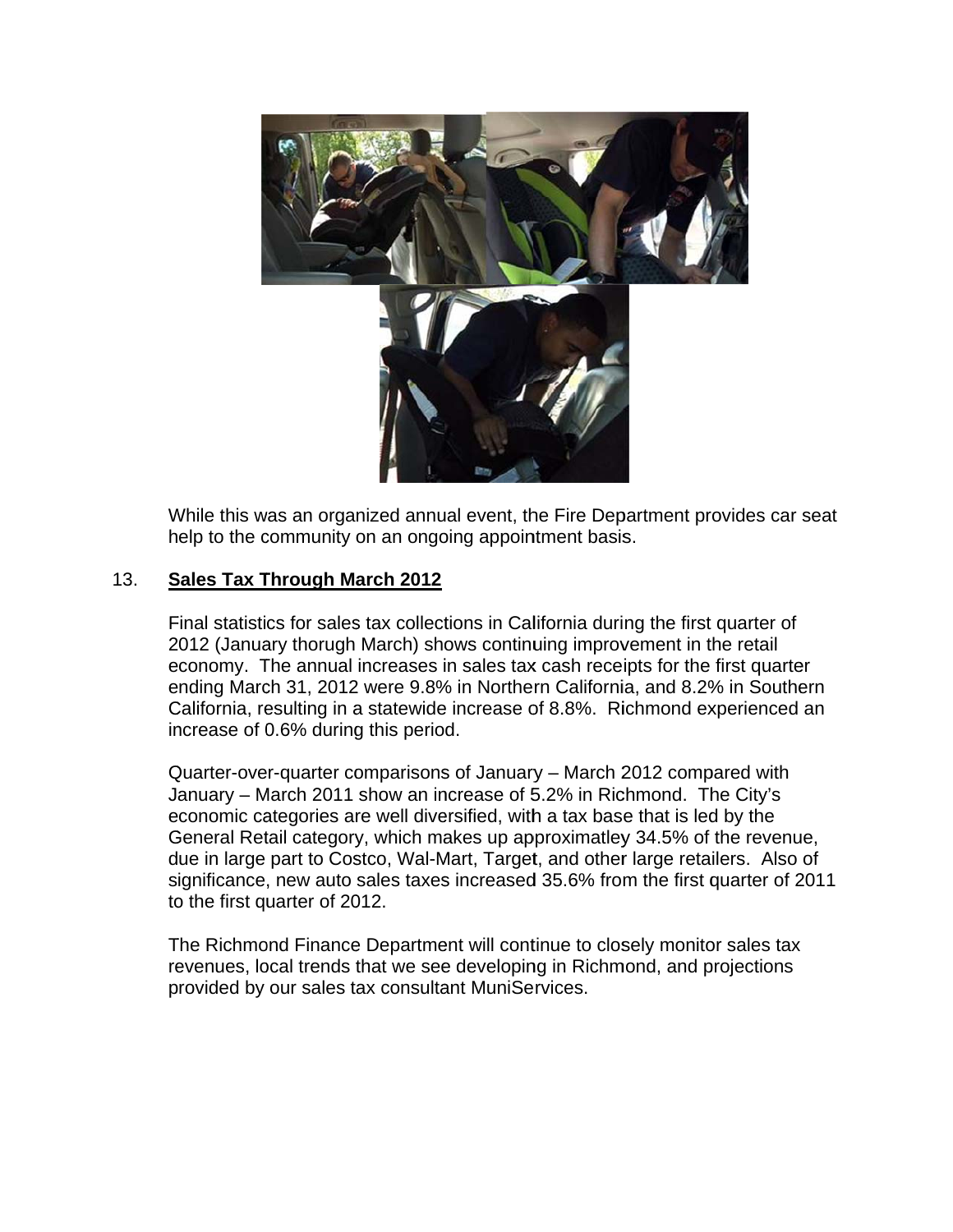While this was an organized annual event, the Fire Department provides car seat help to the community on an ongoing appointment basis.

## 13. **Sales Tax Through March 2012**

Final statistics for sales tax collections in California during the first quarter of 2012 (January thorugh March) shows continuing improvement in the retail economy. The annual increases in sales tax cash receipts for the first quarter ending March 31, 2012 were 9.8% in Northern California, and 8.2% in Southern California, resulting in a statewide increase of 8.8%. Richmond experienced an increase of 0.6% during this period.

Quarter-over-quarter comparisons of January – March 2012 compared with January – March 2011 show an increase of 5.2% in Richmond. The City's economic categories are well diversified, with a tax base that is led by the General Retail category, which makes up approximatley 34.5% of the revenue, due in large part to Costco, Wal-Mart, Target, and other large retailers. Also of significance, new auto sales taxes increased 35.6% from the first quarter of 2011 to the first quarter of 2012.

The Richmond Finance Department will continue to closely monitor sales tax revenues, local trends that we see developing in Richmond, and projections provided by our sales tax consultant MuniServices.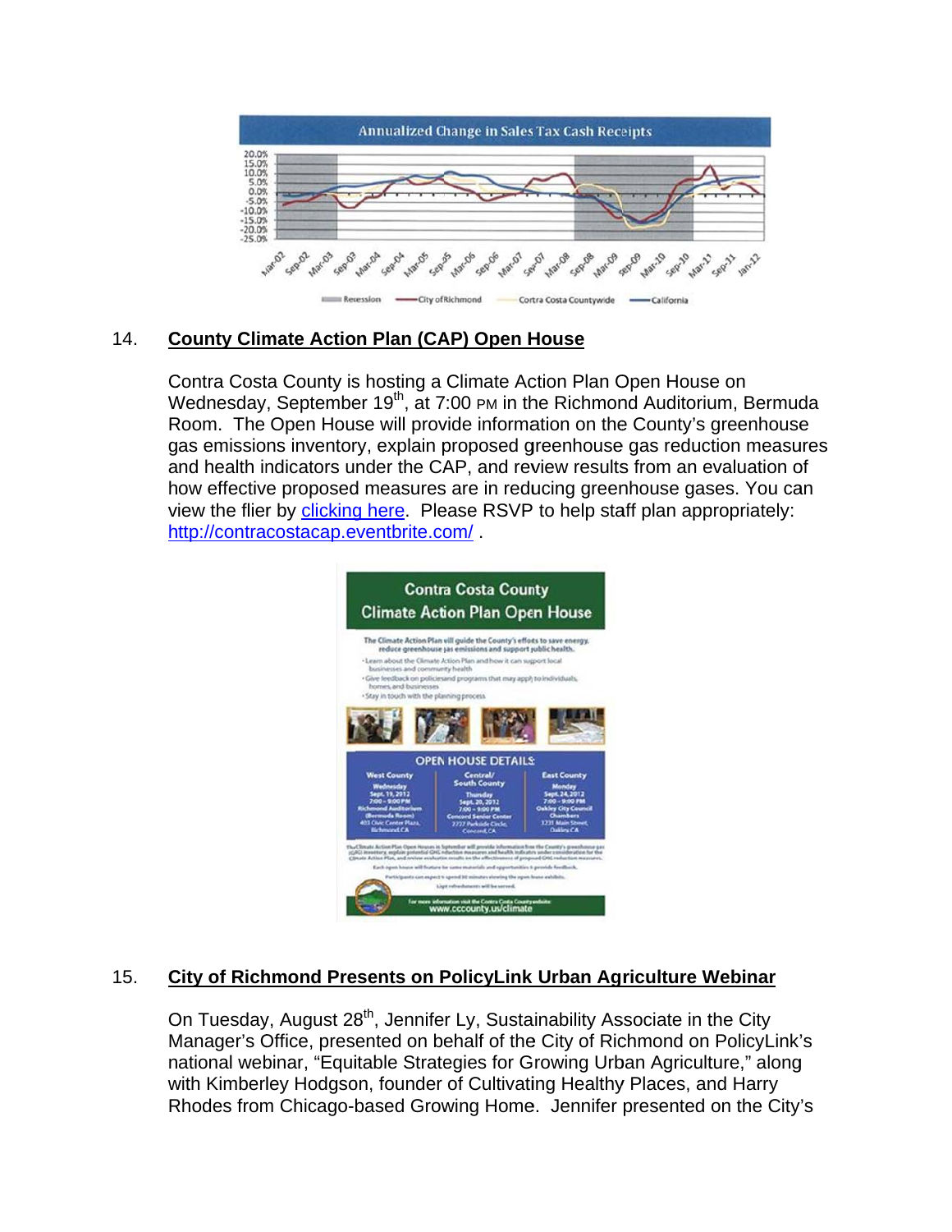**Annualized Change in Sales Tax Cash Receipts**

Recession — City of Richmond — Contra Costa Countywide — California

14. **County Climate Action Plan (CAP) Open House**

Contra Costa County is hosting a Climate Action Plan Open House on Wednesday, September 19th, at 7:00 PM in the Richmond Auditorium, Bermuda Room. The Open House will provide information on the County's greenhouse gas emissions inventory, explain proposed greenhouse gas reduction measures and health indicators under the CAP, and review results from an evaluation of how effective proposed measures are in reducing greenhouse gases. You can view the flier by clicking here. Please RSVP to help staff plan appropriately: http://contracostacap.eventbrite.com/ .

**Contra Costa County Climate Action Plan Open House**

The Climate Action Plan will guide the County's efforts to save energy, reduce greenhouse gas emissions and support public health.

- Learn about the Climate Action Plan and how it can support local businesses and community health
- Give feedback on policies and programs that may apply to individuals, homes, and businesses
- Stay in touch with the planning process

OPEN HOUSE DETAILS:

| West County | Central/ South County | East County |
|---|---|---|
| Wednesday Sept. 19, 2012 7:00 – 9:00 PM Richmond Auditorium (Bermuda Room) 403 Civic Center Plaza, Richmond CA | Thursday Sept. 20, 2012 7:00 – 9:00 PM Concord Senior Center 2727 Parkside Circle, Concord, CA | Monday Sept. 24, 2012 7:00 – 9:00 PM Oakley City Council Chambers 3231 Main Street, Oakley CA |

The Climate Action Plan Open Houses in September will provide information from the County's greenhouse gas (GHG) inventory, explain potential GHG reduction measures and health indicators under consideration for the Climate Action Plan, and review evaluation results on the effectiveness of proposed GHG reduction measures.

Each open house will feature the same materials and opportunities to provide feedback.

Participants can expect to spend 30 minutes viewing the open house exhibits.

Light refreshments will be served.

For more information visit the Contra Costa County website: www.cccounty.us/climate

15. **City of Richmond Presents on PolicyLink Urban Agriculture Webinar**

On Tuesday, August 28th, Jennifer Ly, Sustainability Associate in the City Manager's Office, presented on behalf of the City of Richmond on PolicyLink's national webinar, "Equitable Strategies for Growing Urban Agriculture," along with Kimberley Hodgson, founder of Cultivating Healthy Places, and Harry Rhodes from Chicago-based Growing Home. Jennifer presented on the City's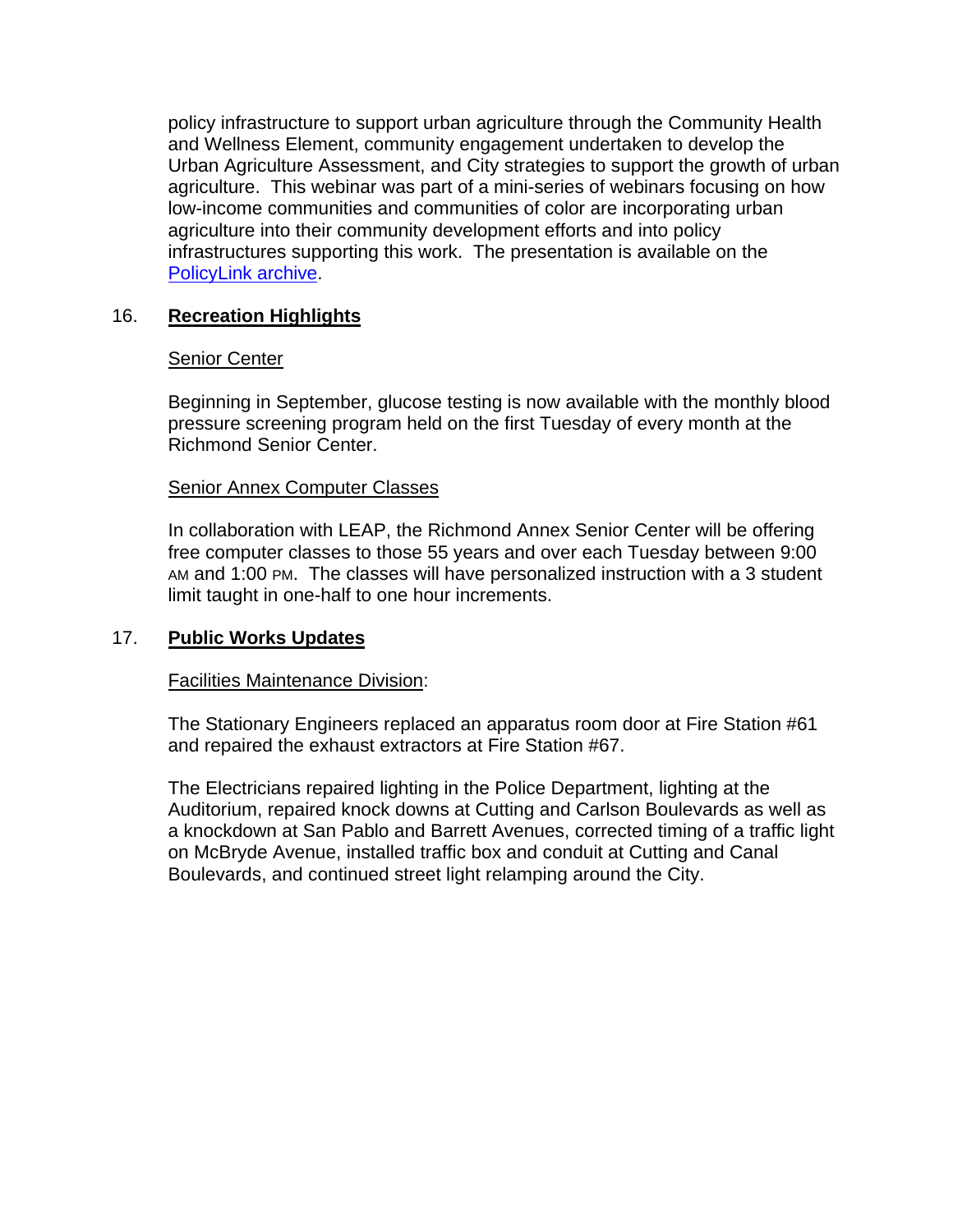policy infrastructure to support urban agriculture through the Community Health and Wellness Element, community engagement undertaken to develop the Urban Agriculture Assessment, and City strategies to support the growth of urban agriculture. This webinar was part of a mini-series of webinars focusing on how low-income communities and communities of color are incorporating urban agriculture into their community development efforts and into policy infrastructures supporting this work. The presentation is available on the PolicyLink archive.

16. **Recreation Highlights**

Senior Center

Beginning in September, glucose testing is now available with the monthly blood pressure screening program held on the first Tuesday of every month at the Richmond Senior Center.

Senior Annex Computer Classes

In collaboration with LEAP, the Richmond Annex Senior Center will be offering free computer classes to those 55 years and over each Tuesday between 9:00 AM and 1:00 PM. The classes will have personalized instruction with a 3 student limit taught in one-half to one hour increments.

17. **Public Works Updates**

Facilities Maintenance Division:

The Stationary Engineers replaced an apparatus room door at Fire Station #61 and repaired the exhaust extractors at Fire Station #67.

The Electricians repaired lighting in the Police Department, lighting at the Auditorium, repaired knock downs at Cutting and Carlson Boulevards as well as a knockdown at San Pablo and Barrett Avenues, corrected timing of a traffic light on McBryde Avenue, installed traffic box and conduit at Cutting and Canal Boulevards, and continued street light relamping around the City.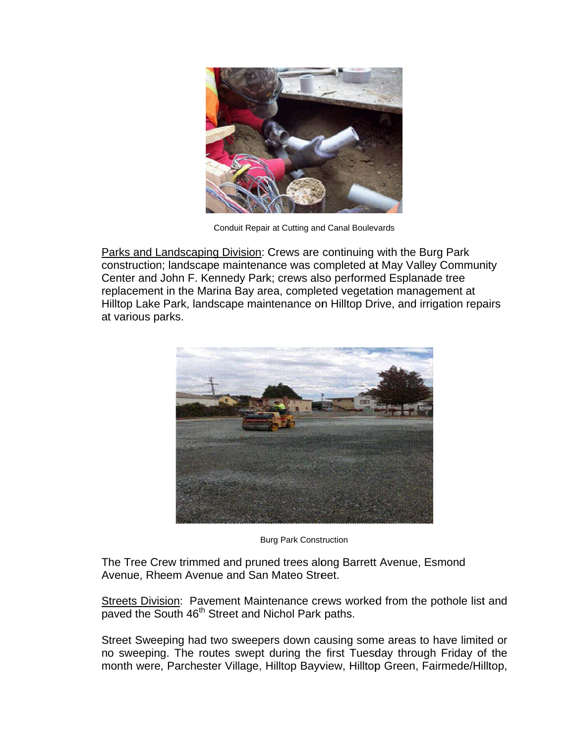Conduit Repair at Cutting and Canal Boulevards

Parks and Landscaping Division: Crews are continuing with the Burg Park construction; landscape maintenance was completed at May Valley Community Center and John F. Kennedy Park; crews also performed Esplanade tree replacement in the Marina Bay area, completed vegetation management at Hilltop Lake Park, landscape maintenance on Hilltop Drive, and irrigation repairs at various parks.

Burg Park Construction

The Tree Crew trimmed and pruned trees along Barrett Avenue, Esmond Avenue, Rheem Avenue and San Mateo Street.

Streets Division: Pavement Maintenance crews worked from the pothole list and paved the South 46th Street and Nichol Park paths.

Street Sweeping had two sweepers down causing some areas to have limited or no sweeping. The routes swept during the first Tuesday through Friday of the month were, Parchester Village, Hilltop Bayview, Hilltop Green, Fairmede/Hilltop,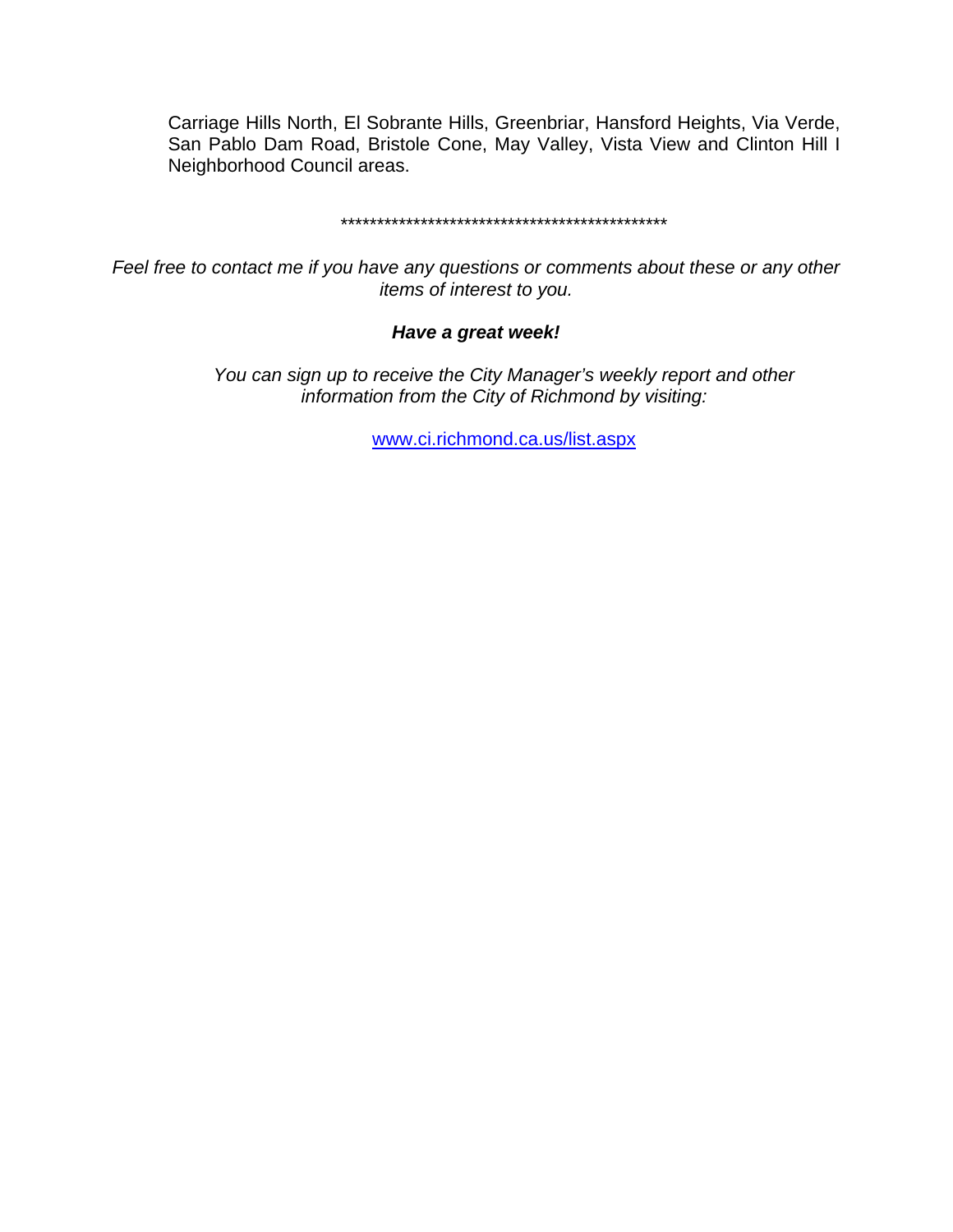Carriage Hills North, El Sobrante Hills, Greenbriar, Hansford Heights, Via Verde, San Pablo Dam Road, Bristole Cone, May Valley, Vista View and Clinton Hill I Neighborhood Council areas.

**********************************************

*Feel free to contact me if you have any questions or comments about these or any other items of interest to you.*

***Have a great week!***

*You can sign up to receive the City Manager's weekly report and other information from the City of Richmond by visiting:*

[www.ci.richmond.ca.us/list.aspx](http://www.ci.richmond.ca.us/list.aspx)